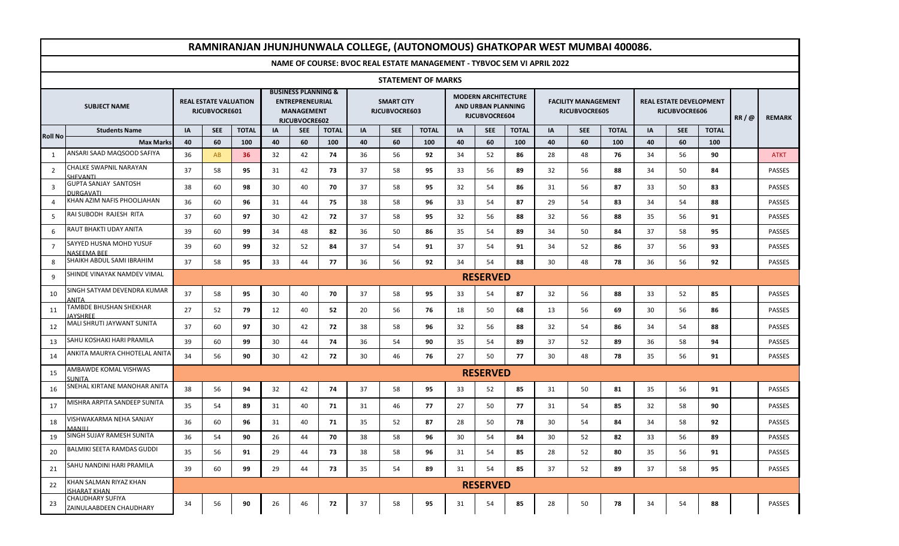# RAMNIRANJAN JHUNJHUNWALA COLLEGE, (AUTONOMOUS) GHATKOPAR WEST MUMBAI 400086.

## NAME OF COURSE: BVOC REAL ESTATE MANAGEMENT - TYBVOC SEM VI APRIL 2022

### STATEMENT OF MARKS

| Roll No | SUBJECT NAME | REAL ESTATE VALUATION RJCUBVOCRE601 | | | BUSINESS PLANNING & ENTREPRENEURIAL MANAGEMENT RJCUBVOCRE602 | | | SMART CITY RJCUBVOCRE603 | | | MODERN ARCHITECTURE AND URBAN PLANNING RJCUBVOCRE604 | | | FACILITY MANAGEMENT RJCUBVOCRE605 | | | REAL ESTATE DEVELOPMENT RJCUBVOCRE606 | | | RR / @ | REMARK |
|---|---|---|---|---|---|---|---|---|---|---|---|---|---|---|---|---|---|---|---|---|---|
| | Students Name | IA | SEE | TOTAL | IA | SEE | TOTAL | IA | SEE | TOTAL | IA | SEE | TOTAL | IA | SEE | TOTAL | IA | SEE | TOTAL | | |
| | Max Marks | 40 | 60 | 100 | 40 | 60 | 100 | 40 | 60 | 100 | 40 | 60 | 100 | 40 | 60 | 100 | 40 | 60 | 100 | | |
| 1 | ANSARI SAAD MAQSOOD SAFIYA | 36 | AB | 36 | 32 | 42 | 74 | 36 | 56 | 92 | 34 | 52 | 86 | 28 | 48 | 76 | 34 | 56 | 90 | | ATKT |
| 2 | CHALKE SWAPNIL NARAYAN SHEVANTI | 37 | 58 | 95 | 31 | 42 | 73 | 37 | 58 | 95 | 33 | 56 | 89 | 32 | 56 | 88 | 34 | 50 | 84 | | PASSES |
| 3 | GUPTA SANJAY SANTOSH DURGAVATI | 38 | 60 | 98 | 30 | 40 | 70 | 37 | 58 | 95 | 32 | 54 | 86 | 31 | 56 | 87 | 33 | 50 | 83 | | PASSES |
| 4 | KHAN AZIM NAFIS PHOOLJAHAN | 36 | 60 | 96 | 31 | 44 | 75 | 38 | 58 | 96 | 33 | 54 | 87 | 29 | 54 | 83 | 34 | 54 | 88 | | PASSES |
| 5 | RAI SUBODH RAJESH RITA | 37 | 60 | 97 | 30 | 42 | 72 | 37 | 58 | 95 | 32 | 56 | 88 | 32 | 56 | 88 | 35 | 56 | 91 | | PASSES |
| 6 | RAUT BHAKTI UDAY ANITA | 39 | 60 | 99 | 34 | 48 | 82 | 36 | 50 | 86 | 35 | 54 | 89 | 34 | 50 | 84 | 37 | 58 | 95 | | PASSES |
| 7 | SAYYED HUSNA MOHD YUSUF NASEEMA BEE | 39 | 60 | 99 | 32 | 52 | 84 | 37 | 54 | 91 | 37 | 54 | 91 | 34 | 52 | 86 | 37 | 56 | 93 | | PASSES |
| 8 | SHAIKH ABDUL SAMI IBRAHIM | 37 | 58 | 95 | 33 | 44 | 77 | 36 | 56 | 92 | 34 | 54 | 88 | 30 | 48 | 78 | 36 | 56 | 92 | | PASSES |
| 9 | SHINDE VINAYAK NAMDEV VIMAL | RESERVED | | | | | | | | | | | | | | | | | | | |
| 10 | SINGH SATYAM DEVENDRA KUMAR ANITA | 37 | 58 | 95 | 30 | 40 | 70 | 37 | 58 | 95 | 33 | 54 | 87 | 32 | 56 | 88 | 33 | 52 | 85 | | PASSES |
| 11 | TAMBDE BHUSHAN SHEKHAR JAYSHREE | 27 | 52 | 79 | 12 | 40 | 52 | 20 | 56 | 76 | 18 | 50 | 68 | 13 | 56 | 69 | 30 | 56 | 86 | | PASSES |
| 12 | MALI SHRUTI JAYWANT SUNITA | 37 | 60 | 97 | 30 | 42 | 72 | 38 | 58 | 96 | 32 | 56 | 88 | 32 | 54 | 86 | 34 | 54 | 88 | | PASSES |
| 13 | SAHU KOSHAKI HARI PRAMILA | 39 | 60 | 99 | 30 | 44 | 74 | 36 | 54 | 90 | 35 | 54 | 89 | 37 | 52 | 89 | 36 | 58 | 94 | | PASSES |
| 14 | ANKITA MAURYA CHHOTELAL ANITA | 34 | 56 | 90 | 30 | 42 | 72 | 30 | 46 | 76 | 27 | 50 | 77 | 30 | 48 | 78 | 35 | 56 | 91 | | PASSES |
| 15 | AMBAWDE KOMAL VISHWAS SUNITA | RESERVED | | | | | | | | | | | | | | | | | | | |
| 16 | SNEHAL KIRTANE MANOHAR ANITA | 38 | 56 | 94 | 32 | 42 | 74 | 37 | 58 | 95 | 33 | 52 | 85 | 31 | 50 | 81 | 35 | 56 | 91 | | PASSES |
| 17 | MISHRA ARPITA SANDEEP SUNITA | 35 | 54 | 89 | 31 | 40 | 71 | 31 | 46 | 77 | 27 | 50 | 77 | 31 | 54 | 85 | 32 | 58 | 90 | | PASSES |
| 18 | VISHWAKARMA NEHA SANJAY MANJU | 36 | 60 | 96 | 31 | 40 | 71 | 35 | 52 | 87 | 28 | 50 | 78 | 30 | 54 | 84 | 34 | 58 | 92 | | PASSES |
| 19 | SINGH SUJAY RAMESH SUNITA | 36 | 54 | 90 | 26 | 44 | 70 | 38 | 58 | 96 | 30 | 54 | 84 | 30 | 52 | 82 | 33 | 56 | 89 | | PASSES |
| 20 | BALMIKI SEETA RAMDAS GUDDI | 35 | 56 | 91 | 29 | 44 | 73 | 38 | 58 | 96 | 31 | 54 | 85 | 28 | 52 | 80 | 35 | 56 | 91 | | PASSES |
| 21 | SAHU NANDINI HARI PRAMILA | 39 | 60 | 99 | 29 | 44 | 73 | 35 | 54 | 89 | 31 | 54 | 85 | 37 | 52 | 89 | 37 | 58 | 95 | | PASSES |
| 22 | KHAN SALMAN RIYAZ KHAN ISHARAT KHAN | RESERVED | | | | | | | | | | | | | | | | | | | |
| 23 | CHAUDHARY SUFIYA ZAINULAABDEEN CHAUDHARY | 34 | 56 | 90 | 26 | 46 | 72 | 37 | 58 | 95 | 31 | 54 | 85 | 28 | 50 | 78 | 34 | 54 | 88 | | PASSES |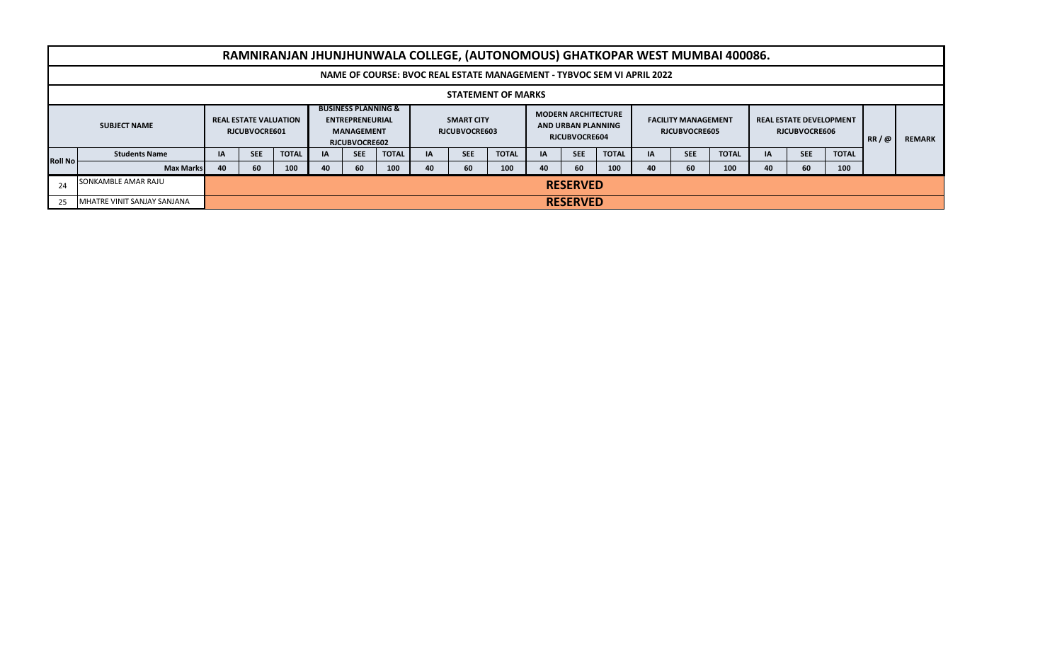# RAMNIRANJAN JHUNJHUNWALA COLLEGE, (AUTONOMOUS) GHATKOPAR WEST MUMBAI 400086.

## NAME OF COURSE: BVOC REAL ESTATE MANAGEMENT - TYBVOC SEM VI APRIL 2022

### STATEMENT OF MARKS

| Roll No | SUBJECT NAME | REAL ESTATE VALUATION RJCUBVOCRE601 | | | BUSINESS PLANNING & ENTREPRENEURIAL MANAGEMENT RJCUBVOCRE602 | | | SMART CITY RJCUBVOCRE603 | | | MODERN ARCHITECTURE AND URBAN PLANNING RJCUBVOCRE604 | | | FACILITY MANAGEMENT RJCUBVOCRE605 | | | REAL ESTATE DEVELOPMENT RJCUBVOCRE606 | | | RR / @ | REMARK |
|---|---|---|---|---|---|---|---|---|---|---|---|---|---|---|---|---|---|---|---|---|---|
| | Students Name | IA | SEE | TOTAL | IA | SEE | TOTAL | IA | SEE | TOTAL | IA | SEE | TOTAL | IA | SEE | TOTAL | IA | SEE | TOTAL | | |
| | Max Marks | 40 | 60 | 100 | 40 | 60 | 100 | 40 | 60 | 100 | 40 | 60 | 100 | 40 | 60 | 100 | 40 | 60 | 100 | | |
| 24 | SONKAMBLE AMAR RAJU | RESERVED | | | | | | | | | | | | | | | | | | | |
| 25 | MHATRE VINIT SANJAY SANJANA | RESERVED | | | | | | | | | | | | | | | | | | | |